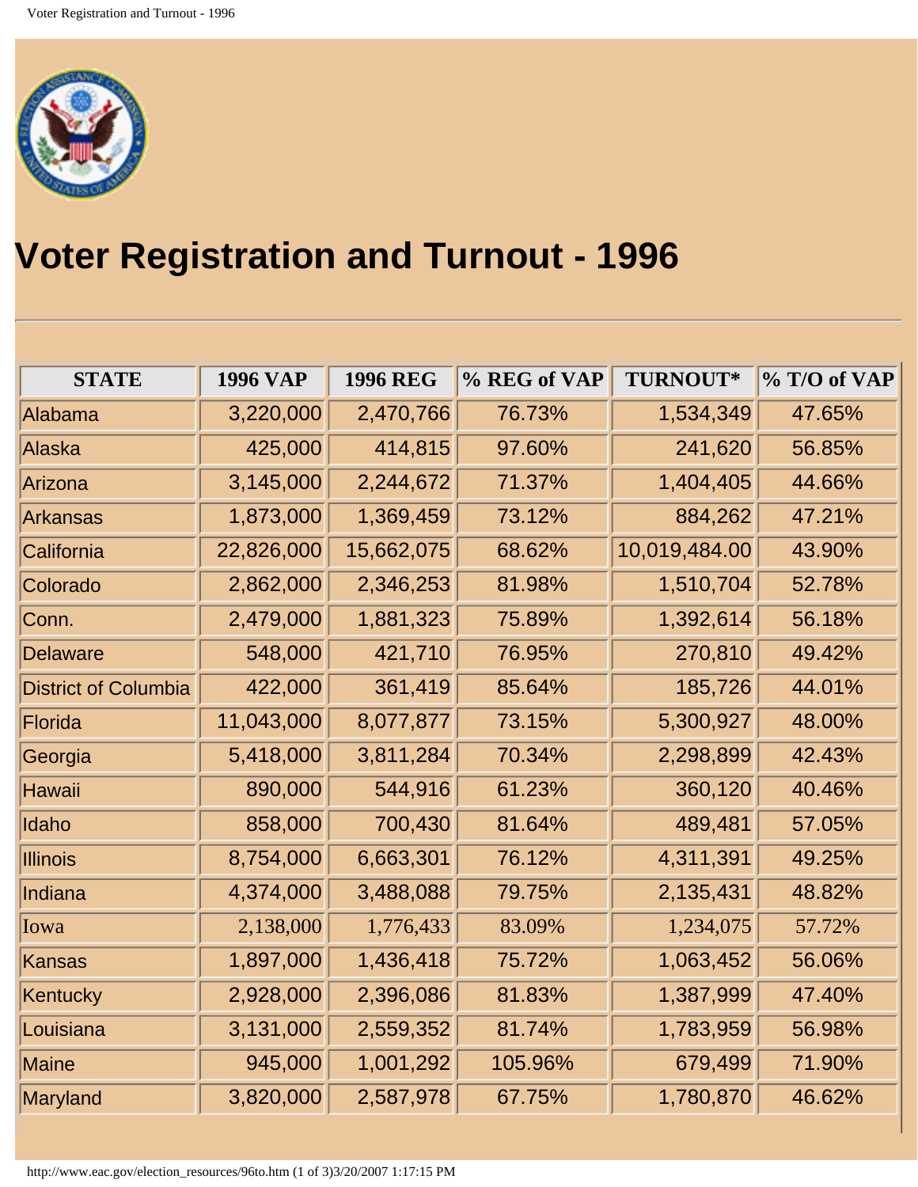# Voter Registration and Turnout - 1996

---

| STATE | 1996 VAP | 1996 REG | % REG of VAP | TURNOUT* | % T/O of VAP |
|---|---|---|---|---|---|
| Alabama | 3,220,000 | 2,470,766 | 76.73% | 1,534,349 | 47.65% |
| Alaska | 425,000 | 414,815 | 97.60% | 241,620 | 56.85% |
| Arizona | 3,145,000 | 2,244,672 | 71.37% | 1,404,405 | 44.66% |
| Arkansas | 1,873,000 | 1,369,459 | 73.12% | 884,262 | 47.21% |
| California | 22,826,000 | 15,662,075 | 68.62% | 10,019,484.00 | 43.90% |
| Colorado | 2,862,000 | 2,346,253 | 81.98% | 1,510,704 | 52.78% |
| Conn. | 2,479,000 | 1,881,323 | 75.89% | 1,392,614 | 56.18% |
| Delaware | 548,000 | 421,710 | 76.95% | 270,810 | 49.42% |
| District of Columbia | 422,000 | 361,419 | 85.64% | 185,726 | 44.01% |
| Florida | 11,043,000 | 8,077,877 | 73.15% | 5,300,927 | 48.00% |
| Georgia | 5,418,000 | 3,811,284 | 70.34% | 2,298,899 | 42.43% |
| Hawaii | 890,000 | 544,916 | 61.23% | 360,120 | 40.46% |
| Idaho | 858,000 | 700,430 | 81.64% | 489,481 | 57.05% |
| Illinois | 8,754,000 | 6,663,301 | 76.12% | 4,311,391 | 49.25% |
| Indiana | 4,374,000 | 3,488,088 | 79.75% | 2,135,431 | 48.82% |
| Iowa | 2,138,000 | 1,776,433 | 83.09% | 1,234,075 | 57.72% |
| Kansas | 1,897,000 | 1,436,418 | 75.72% | 1,063,452 | 56.06% |
| Kentucky | 2,928,000 | 2,396,086 | 81.83% | 1,387,999 | 47.40% |
| Louisiana | 3,131,000 | 2,559,352 | 81.74% | 1,783,959 | 56.98% |
| Maine | 945,000 | 1,001,292 | 105.96% | 679,499 | 71.90% |
| Maryland | 3,820,000 | 2,587,978 | 67.75% | 1,780,870 | 46.62% |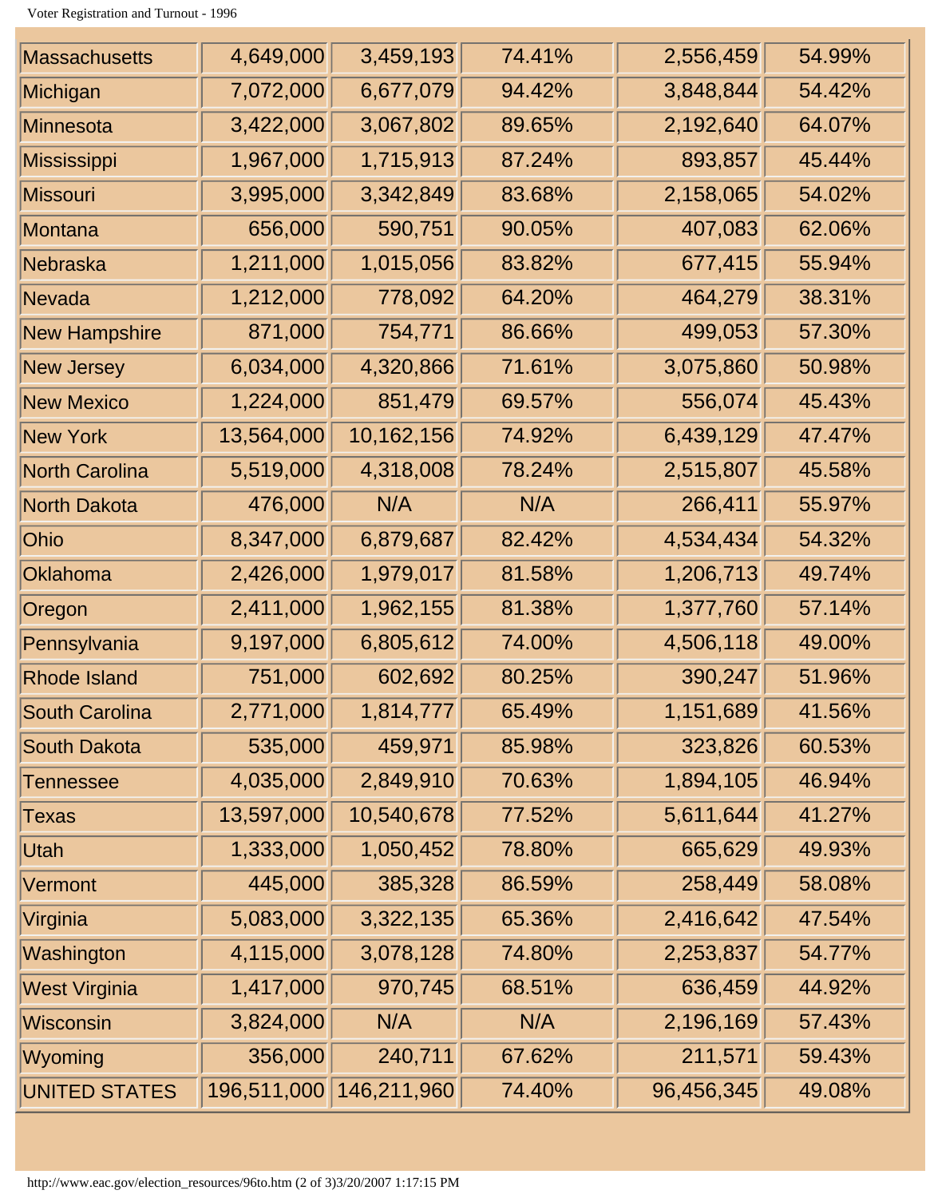| | | | | | |
|---|---|---|---|---|---|
| Massachusetts | 4,649,000 | 3,459,193 | 74.41% | 2,556,459 | 54.99% |
| Michigan | 7,072,000 | 6,677,079 | 94.42% | 3,848,844 | 54.42% |
| Minnesota | 3,422,000 | 3,067,802 | 89.65% | 2,192,640 | 64.07% |
| Mississippi | 1,967,000 | 1,715,913 | 87.24% | 893,857 | 45.44% |
| Missouri | 3,995,000 | 3,342,849 | 83.68% | 2,158,065 | 54.02% |
| Montana | 656,000 | 590,751 | 90.05% | 407,083 | 62.06% |
| Nebraska | 1,211,000 | 1,015,056 | 83.82% | 677,415 | 55.94% |
| Nevada | 1,212,000 | 778,092 | 64.20% | 464,279 | 38.31% |
| New Hampshire | 871,000 | 754,771 | 86.66% | 499,053 | 57.30% |
| New Jersey | 6,034,000 | 4,320,866 | 71.61% | 3,075,860 | 50.98% |
| New Mexico | 1,224,000 | 851,479 | 69.57% | 556,074 | 45.43% |
| New York | 13,564,000 | 10,162,156 | 74.92% | 6,439,129 | 47.47% |
| North Carolina | 5,519,000 | 4,318,008 | 78.24% | 2,515,807 | 45.58% |
| North Dakota | 476,000 | N/A | N/A | 266,411 | 55.97% |
| Ohio | 8,347,000 | 6,879,687 | 82.42% | 4,534,434 | 54.32% |
| Oklahoma | 2,426,000 | 1,979,017 | 81.58% | 1,206,713 | 49.74% |
| Oregon | 2,411,000 | 1,962,155 | 81.38% | 1,377,760 | 57.14% |
| Pennsylvania | 9,197,000 | 6,805,612 | 74.00% | 4,506,118 | 49.00% |
| Rhode Island | 751,000 | 602,692 | 80.25% | 390,247 | 51.96% |
| South Carolina | 2,771,000 | 1,814,777 | 65.49% | 1,151,689 | 41.56% |
| South Dakota | 535,000 | 459,971 | 85.98% | 323,826 | 60.53% |
| Tennessee | 4,035,000 | 2,849,910 | 70.63% | 1,894,105 | 46.94% |
| Texas | 13,597,000 | 10,540,678 | 77.52% | 5,611,644 | 41.27% |
| Utah | 1,333,000 | 1,050,452 | 78.80% | 665,629 | 49.93% |
| Vermont | 445,000 | 385,328 | 86.59% | 258,449 | 58.08% |
| Virginia | 5,083,000 | 3,322,135 | 65.36% | 2,416,642 | 47.54% |
| Washington | 4,115,000 | 3,078,128 | 74.80% | 2,253,837 | 54.77% |
| West Virginia | 1,417,000 | 970,745 | 68.51% | 636,459 | 44.92% |
| Wisconsin | 3,824,000 | N/A | N/A | 2,196,169 | 57.43% |
| Wyoming | 356,000 | 240,711 | 67.62% | 211,571 | 59.43% |
| UNITED STATES | 196,511,000 | 146,211,960 | 74.40% | 96,456,345 | 49.08% |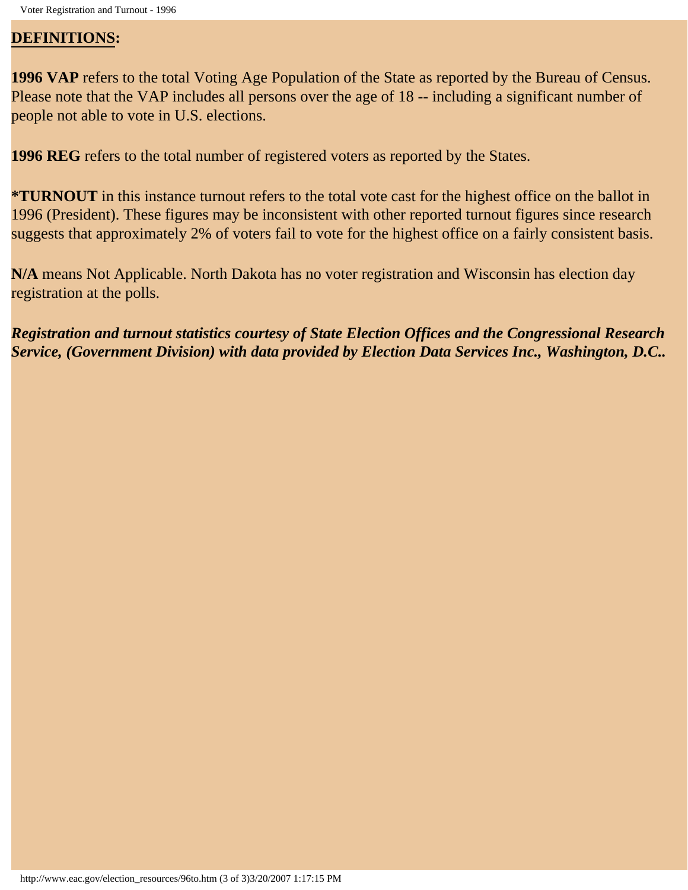**DEFINITIONS:**

**1996 VAP** refers to the total Voting Age Population of the State as reported by the Bureau of Census. Please note that the VAP includes all persons over the age of 18 -- including a significant number of people not able to vote in U.S. elections.

**1996 REG** refers to the total number of registered voters as reported by the States.

***TURNOUT** in this instance turnout refers to the total vote cast for the highest office on the ballot in 1996 (President). These figures may be inconsistent with other reported turnout figures since research suggests that approximately 2% of voters fail to vote for the highest office on a fairly consistent basis.

**N/A** means Not Applicable. North Dakota has no voter registration and Wisconsin has election day registration at the polls.

***Registration and turnout statistics courtesy of State Election Offices and the Congressional Research Service, (Government Division) with data provided by Election Data Services Inc., Washington, D.C..***